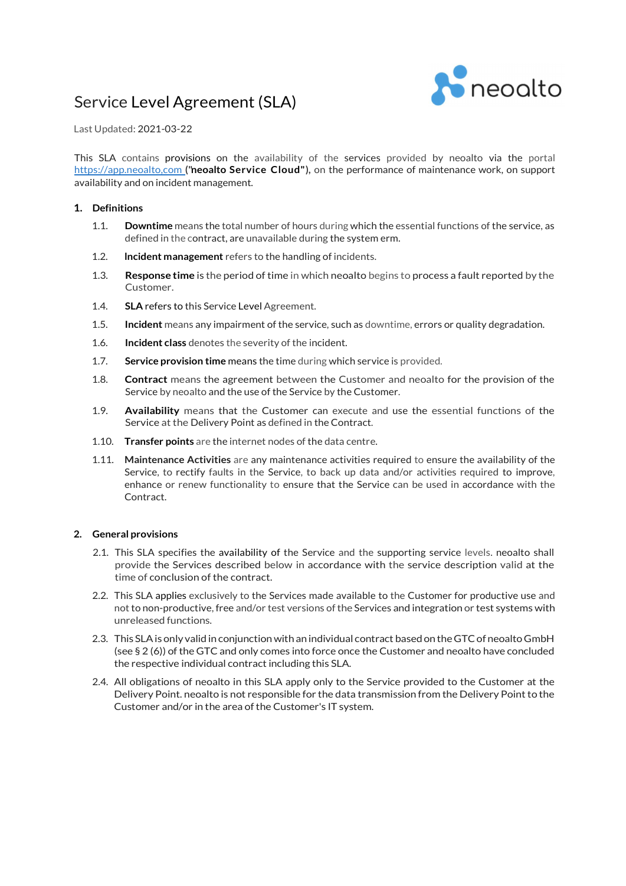# Service Level Agreement (SLA)

Last Updated: 2021-03-22

This SLA contains provisions on the availability of the services provided by neoalto via the portal [https://app.neoalto.com](https://app.neoalto.com) ("**neoalto Service Cloud**"), on the performance of maintenance work, on support availability and on incident management.

## 1. Definitions

1.1. **Downtime** means the total number of hours during which the essential functions of the service, as defined in the contract, are unavailable during the system erm.

1.2. **Incident management** refers to the handling of incidents.

1.3. **Response time** is the period of time in which neoalto begins to process a fault reported by the Customer.

1.4. **SLA** refers to this Service Level Agreement.

1.5. **Incident** means any impairment of the service, such as downtime, errors or quality degradation.

1.6. **Incident class** denotes the severity of the incident.

1.7. **Service provision time** means the time during which service is provided.

1.8. **Contract** means the agreement between the Customer and neoalto for the provision of the Service by neoalto and the use of the Service by the Customer.

1.9. **Availability** means that the Customer can execute and use the essential functions of the Service at the Delivery Point as defined in the Contract.

1.10. **Transfer points** are the internet nodes of the data centre.

1.11. **Maintenance Activities** are any maintenance activities required to ensure the availability of the Service, to rectify faults in the Service, to back up data and/or activities required to improve, enhance or renew functionality to ensure that the Service can be used in accordance with the Contract.

## 2. General provisions

2.1. This SLA specifies the availability of the Service and the supporting service levels. neoalto shall provide the Services described below in accordance with the service description valid at the time of conclusion of the contract.

2.2. This SLA applies exclusively to the Services made available to the Customer for productive use and not to non-productive, free and/or test versions of the Services and integration or test systems with unreleased functions.

2.3. This SLA is only valid in conjunction with an individual contract based on the GTC of neoalto GmbH (see § 2 (6)) of the GTC and only comes into force once the Customer and neoalto have concluded the respective individual contract including this SLA.

2.4. All obligations of neoalto in this SLA apply only to the Service provided to the Customer at the Delivery Point. neoalto is not responsible for the data transmission from the Delivery Point to the Customer and/or in the area of the Customer's IT system.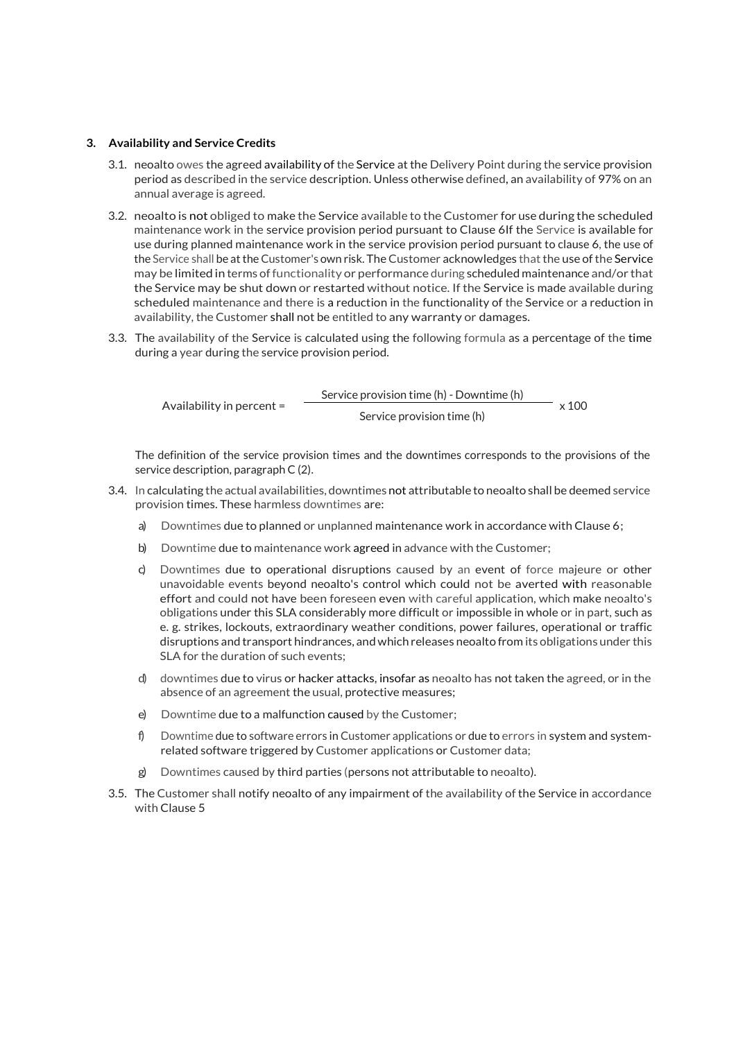## 3. Availability and Service Credits

3.1. neoalto owes the agreed availability of the Service at the Delivery Point during the service provision period as described in the service description. Unless otherwise defined, an availability of 97% on an annual average is agreed.

3.2. neoalto is not obliged to make the Service available to the Customer for use during the scheduled maintenance work in the service provision period pursuant to Clause 6If the Service is available for use during planned maintenance work in the service provision period pursuant to clause 6, the use of the Service shall be at the Customer's own risk. The Customer acknowledges that the use of the Service may be limited in terms of functionality or performance during scheduled maintenance and/or that the Service may be shut down or restarted without notice. If the Service is made available during scheduled maintenance and there is a reduction in the functionality of the Service or a reduction in availability, the Customer shall not be entitled to any warranty or damages.

3.3. The availability of the Service is calculated using the following formula as a percentage of the time during a year during the service provision period.

$$\text{Availability in percent} = \frac{\text{Service provision time (h) - Downtime (h)}}{\text{Service provision time (h)}} \times 100$$

The definition of the service provision times and the downtimes corresponds to the provisions of the service description, paragraph C (2).

3.4. In calculating the actual availabilities, downtimes not attributable to neoalto shall be deemed service provision times. These harmless downtimes are:

a) Downtimes due to planned or unplanned maintenance work in accordance with Clause 6;

b) Downtime due to maintenance work agreed in advance with the Customer;

c) Downtimes due to operational disruptions caused by an event of force majeure or other unavoidable events beyond neoalto's control which could not be averted with reasonable effort and could not have been foreseen even with careful application, which make neoalto's obligations under this SLA considerably more difficult or impossible in whole or in part, such as e. g. strikes, lockouts, extraordinary weather conditions, power failures, operational or traffic disruptions and transport hindrances, and which releases neoalto from its obligations under this SLA for the duration of such events;

d) downtimes due to virus or hacker attacks, insofar as neoalto has not taken the agreed, or in the absence of an agreement the usual, protective measures;

e) Downtime due to a malfunction caused by the Customer;

f) Downtime due to software errors in Customer applications or due to errors in system and system-related software triggered by Customer applications or Customer data;

g) Downtimes caused by third parties (persons not attributable to neoalto).

3.5. The Customer shall notify neoalto of any impairment of the availability of the Service in accordance with Clause 5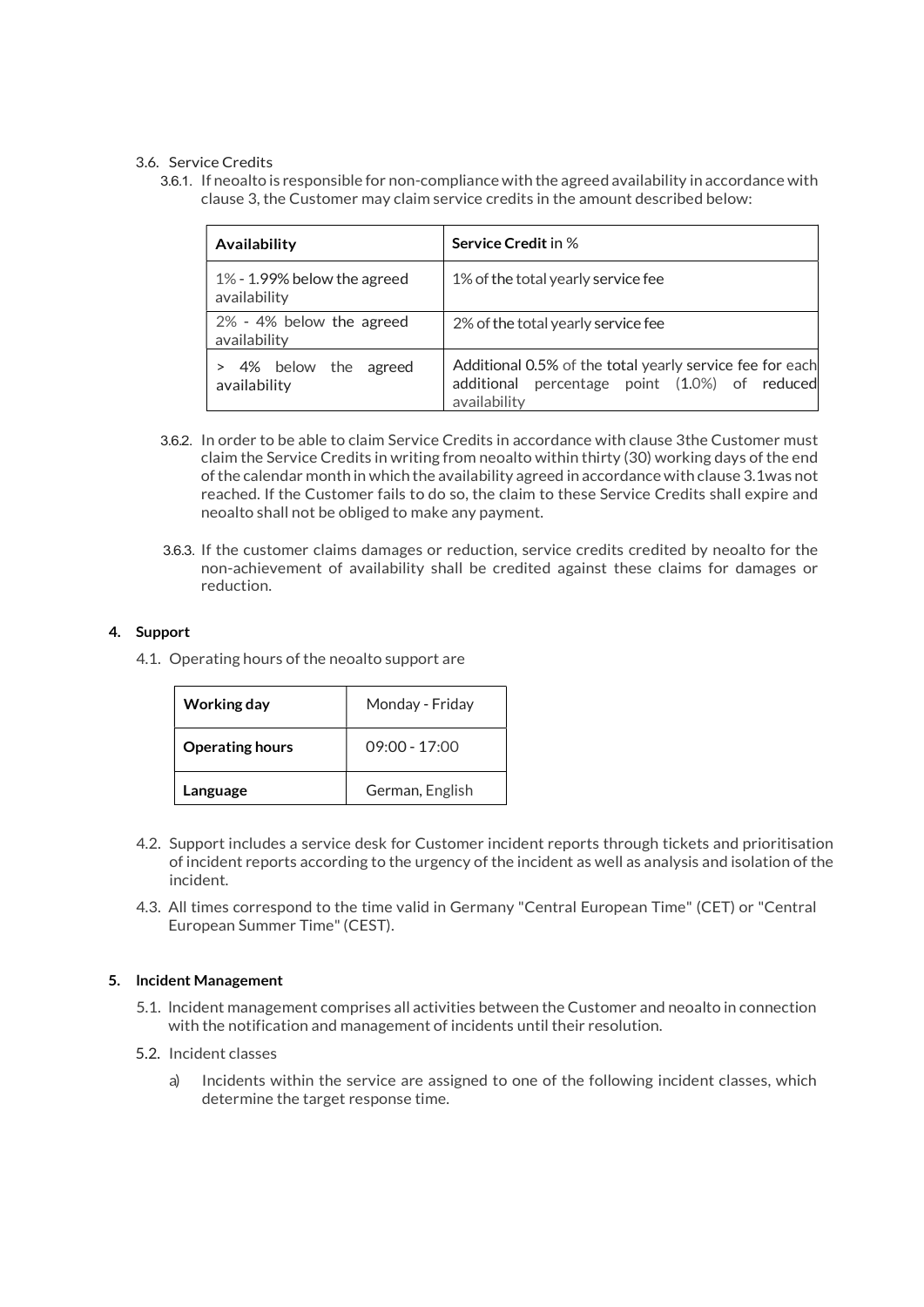3.6. Service Credits

3.6.1. If neoalto is responsible for non-compliance with the agreed availability in accordance with clause 3, the Customer may claim service credits in the amount described below:

| **Availability** | **Service Credit** in % |
|---|---|
| 1% - 1.99% below the agreed availability | 1% of the total yearly service fee |
| 2% - 4% below the agreed availability | 2% of the total yearly service fee |
| > 4% below the agreed availability | Additional 0.5% of the total yearly service fee for each additional percentage point (1.0%) of reduced availability |

3.6.2. In order to be able to claim Service Credits in accordance with clause 3the Customer must claim the Service Credits in writing from neoalto within thirty (30) working days of the end of the calendar month in which the availability agreed in accordance with clause 3.1was not reached. If the Customer fails to do so, the claim to these Service Credits shall expire and neoalto shall not be obliged to make any payment.

3.6.3. If the customer claims damages or reduction, service credits credited by neoalto for the non-achievement of availability shall be credited against these claims for damages or reduction.

## 4. Support

4.1. Operating hours of the neoalto support are

| **Working day** | Monday - Friday |
|---|---|
| **Operating hours** | 09:00 - 17:00 |
| **Language** | German, English |

4.2. Support includes a service desk for Customer incident reports through tickets and prioritisation of incident reports according to the urgency of the incident as well as analysis and isolation of the incident.

4.3. All times correspond to the time valid in Germany "Central European Time" (CET) or "Central European Summer Time" (CEST).

## 5. Incident Management

5.1. Incident management comprises all activities between the Customer and neoalto in connection with the notification and management of incidents until their resolution.

5.2. Incident classes

a) Incidents within the service are assigned to one of the following incident classes, which determine the target response time.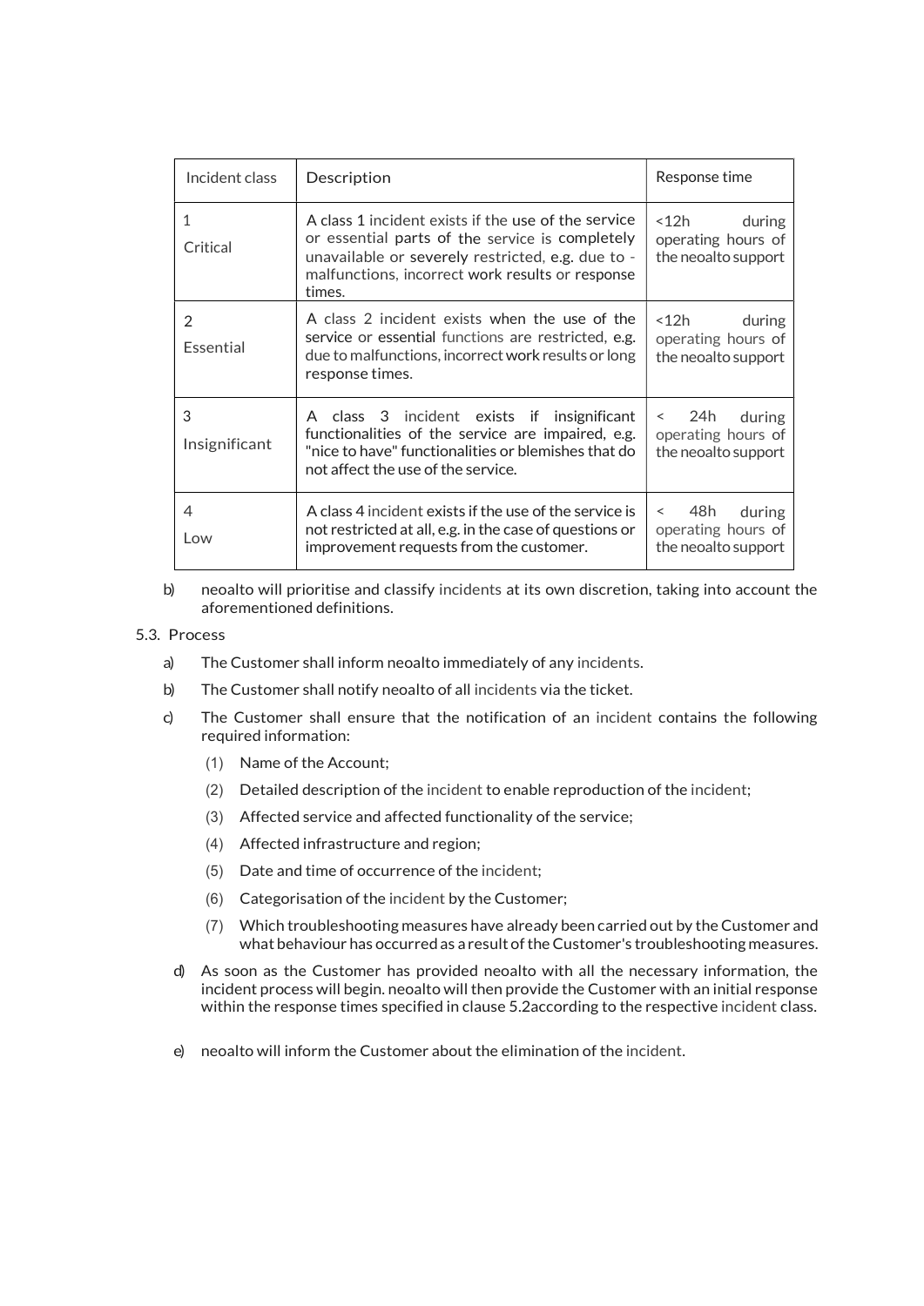| Incident class | Description | Response time |
| --- | --- | --- |
| 1<br>Critical | A class 1 incident exists if the use of the service or essential parts of the service is completely unavailable or severely restricted, e.g. due to - malfunctions, incorrect work results or response times. | <12h during operating hours of the neoalto support |
| 2<br>Essential | A class 2 incident exists when the use of the service or essential functions are restricted, e.g. due to malfunctions, incorrect work results or long response times. | <12h during operating hours of the neoalto support |
| 3<br>Insignificant | A class 3 incident exists if insignificant functionalities of the service are impaired, e.g. "nice to have" functionalities or blemishes that do not affect the use of the service. | < 24h during operating hours of the neoalto support |
| 4<br>Low | A class 4 incident exists if the use of the service is not restricted at all, e.g. in the case of questions or improvement requests from the customer. | < 48h during operating hours of the neoalto support |

b) neoalto will prioritise and classify incidents at its own discretion, taking into account the aforementioned definitions.

5.3. Process

a) The Customer shall inform neoalto immediately of any incidents.

b) The Customer shall notify neoalto of all incidents via the ticket.

c) The Customer shall ensure that the notification of an incident contains the following required information:

(1) Name of the Account;

(2) Detailed description of the incident to enable reproduction of the incident;

(3) Affected service and affected functionality of the service;

(4) Affected infrastructure and region;

(5) Date and time of occurrence of the incident;

(6) Categorisation of the incident by the Customer;

(7) Which troubleshooting measures have already been carried out by the Customer and what behaviour has occurred as a result of the Customer's troubleshooting measures.

d) As soon as the Customer has provided neoalto with all the necessary information, the incident process will begin. neoalto will then provide the Customer with an initial response within the response times specified in clause 5.2according to the respective incident class.

e) neoalto will inform the Customer about the elimination of the incident.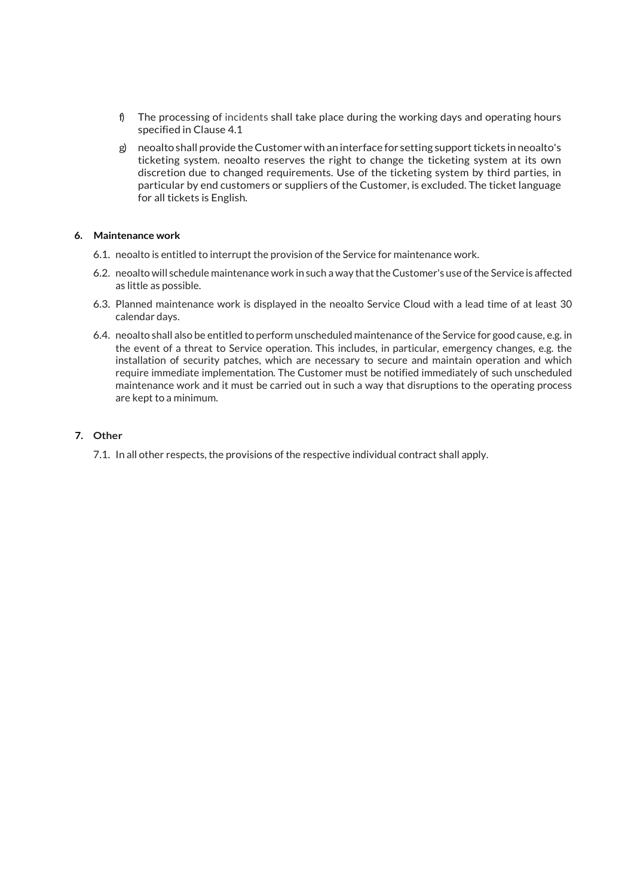f) The processing of incidents shall take place during the working days and operating hours specified in Clause 4.1

g) neoalto shall provide the Customer with an interface for setting support tickets in neoalto's ticketing system. neoalto reserves the right to change the ticketing system at its own discretion due to changed requirements. Use of the ticketing system by third parties, in particular by end customers or suppliers of the Customer, is excluded. The ticket language for all tickets is English.

## 6. Maintenance work

6.1. neoalto is entitled to interrupt the provision of the Service for maintenance work.

6.2. neoalto will schedule maintenance work in such a way that the Customer's use of the Service is affected as little as possible.

6.3. Planned maintenance work is displayed in the neoalto Service Cloud with a lead time of at least 30 calendar days.

6.4. neoalto shall also be entitled to perform unscheduled maintenance of the Service for good cause, e.g. in the event of a threat to Service operation. This includes, in particular, emergency changes, e.g. the installation of security patches, which are necessary to secure and maintain operation and which require immediate implementation. The Customer must be notified immediately of such unscheduled maintenance work and it must be carried out in such a way that disruptions to the operating process are kept to a minimum.

## 7. Other

7.1. In all other respects, the provisions of the respective individual contract shall apply.